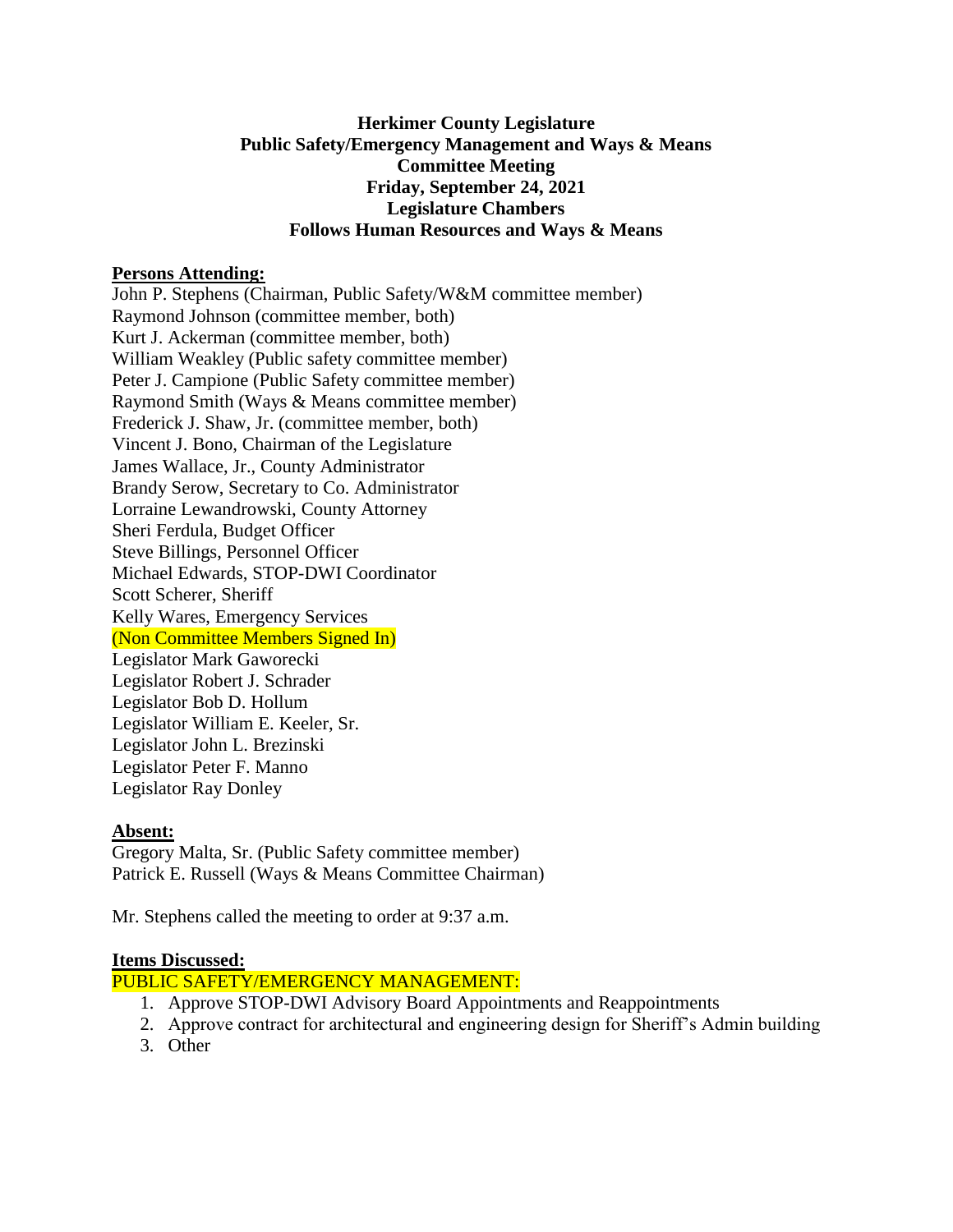**Herkimer County Legislature**
**Public Safety/Emergency Management and Ways & Means**
**Committee Meeting**
**Friday, September 24, 2021**
**Legislature Chambers**
**Follows Human Resources and Ways & Means**

**Persons Attending:**

John P. Stephens (Chairman, Public Safety/W&M committee member)
Raymond Johnson (committee member, both)
Kurt J. Ackerman (committee member, both)
William Weakley (Public safety committee member)
Peter J. Campione (Public Safety committee member)
Raymond Smith (Ways & Means committee member)
Frederick J. Shaw, Jr. (committee member, both)
Vincent J. Bono, Chairman of the Legislature
James Wallace, Jr., County Administrator
Brandy Serow, Secretary to Co. Administrator
Lorraine Lewandrowski, County Attorney
Sheri Ferdula, Budget Officer
Steve Billings, Personnel Officer
Michael Edwards, STOP-DWI Coordinator
Scott Scherer, Sheriff
Kelly Wares, Emergency Services
(Non Committee Members Signed In)
Legislator Mark Gaworecki
Legislator Robert J. Schrader
Legislator Bob D. Hollum
Legislator William E. Keeler, Sr.
Legislator John L. Brezinski
Legislator Peter F. Manno
Legislator Ray Donley

**Absent:**

Gregory Malta, Sr. (Public Safety committee member)
Patrick E. Russell (Ways & Means Committee Chairman)

Mr. Stephens called the meeting to order at 9:37 a.m.

**Items Discussed:**

PUBLIC SAFETY/EMERGENCY MANAGEMENT:

1. Approve STOP-DWI Advisory Board Appointments and Reappointments
2. Approve contract for architectural and engineering design for Sheriff's Admin building
3. Other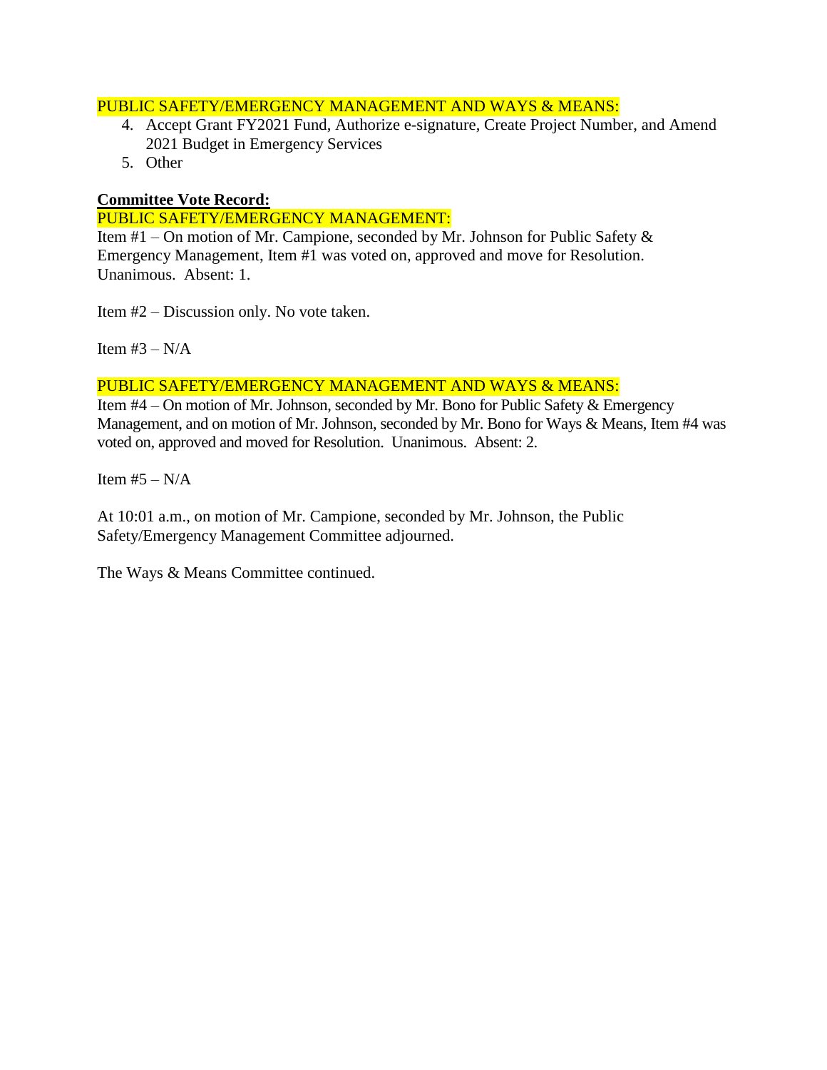PUBLIC SAFETY/EMERGENCY MANAGEMENT AND WAYS & MEANS:

4. Accept Grant FY2021 Fund, Authorize e-signature, Create Project Number, and Amend 2021 Budget in Emergency Services
5. Other

**Committee Vote Record:**

PUBLIC SAFETY/EMERGENCY MANAGEMENT:

Item #1 – On motion of Mr. Campione, seconded by Mr. Johnson for Public Safety & Emergency Management, Item #1 was voted on, approved and move for Resolution. Unanimous. Absent: 1.

Item #2 – Discussion only. No vote taken.

Item #3 – N/A

PUBLIC SAFETY/EMERGENCY MANAGEMENT AND WAYS & MEANS:

Item #4 – On motion of Mr. Johnson, seconded by Mr. Bono for Public Safety & Emergency Management, and on motion of Mr. Johnson, seconded by Mr. Bono for Ways & Means, Item #4 was voted on, approved and moved for Resolution. Unanimous. Absent: 2.

Item #5 – N/A

At 10:01 a.m., on motion of Mr. Campione, seconded by Mr. Johnson, the Public Safety/Emergency Management Committee adjourned.

The Ways & Means Committee continued.